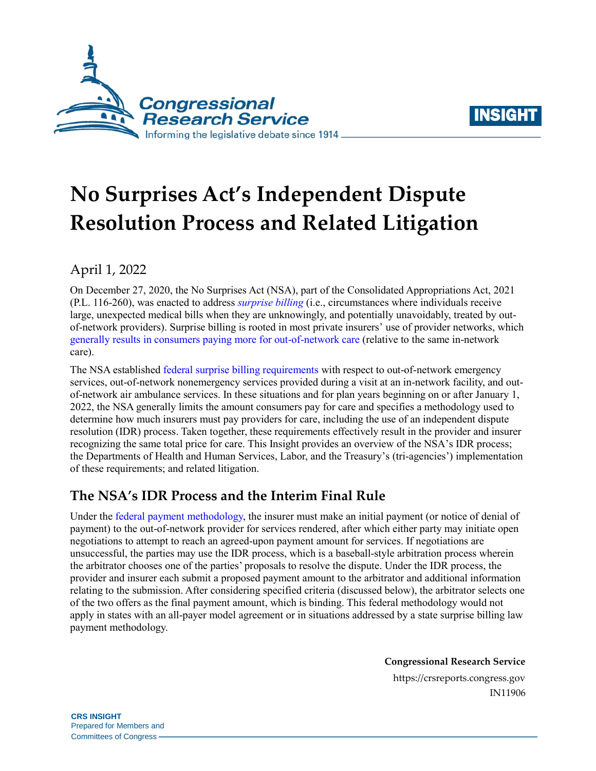# No Surprises Act's Independent Dispute Resolution Process and Related Litigation

April 1, 2022

On December 27, 2020, the No Surprises Act (NSA), part of the Consolidated Appropriations Act, 2021 (P.L. 116-260), was enacted to address *surprise billing* (i.e., circumstances where individuals receive large, unexpected medical bills when they are unknowingly, and potentially unavoidably, treated by out-of-network providers). Surprise billing is rooted in most private insurers' use of provider networks, which generally results in consumers paying more for out-of-network care (relative to the same in-network care).

The NSA established federal surprise billing requirements with respect to out-of-network emergency services, out-of-network nonemergency services provided during a visit at an in-network facility, and out-of-network air ambulance services. In these situations and for plan years beginning on or after January 1, 2022, the NSA generally limits the amount consumers pay for care and specifies a methodology used to determine how much insurers must pay providers for care, including the use of an independent dispute resolution (IDR) process. Taken together, these requirements effectively result in the provider and insurer recognizing the same total price for care. This Insight provides an overview of the NSA's IDR process; the Departments of Health and Human Services, Labor, and the Treasury's (tri-agencies') implementation of these requirements; and related litigation.

## The NSA's IDR Process and the Interim Final Rule

Under the federal payment methodology, the insurer must make an initial payment (or notice of denial of payment) to the out-of-network provider for services rendered, after which either party may initiate open negotiations to attempt to reach an agreed-upon payment amount for services. If negotiations are unsuccessful, the parties may use the IDR process, which is a baseball-style arbitration process wherein the arbitrator chooses one of the parties' proposals to resolve the dispute. Under the IDR process, the provider and insurer each submit a proposed payment amount to the arbitrator and additional information relating to the submission. After considering specified criteria (discussed below), the arbitrator selects one of the two offers as the final payment amount, which is binding. This federal methodology would not apply in states with an all-payer model agreement or in situations addressed by a state surprise billing law payment methodology.

**Congressional Research Service**
https://crsreports.congress.gov
IN11906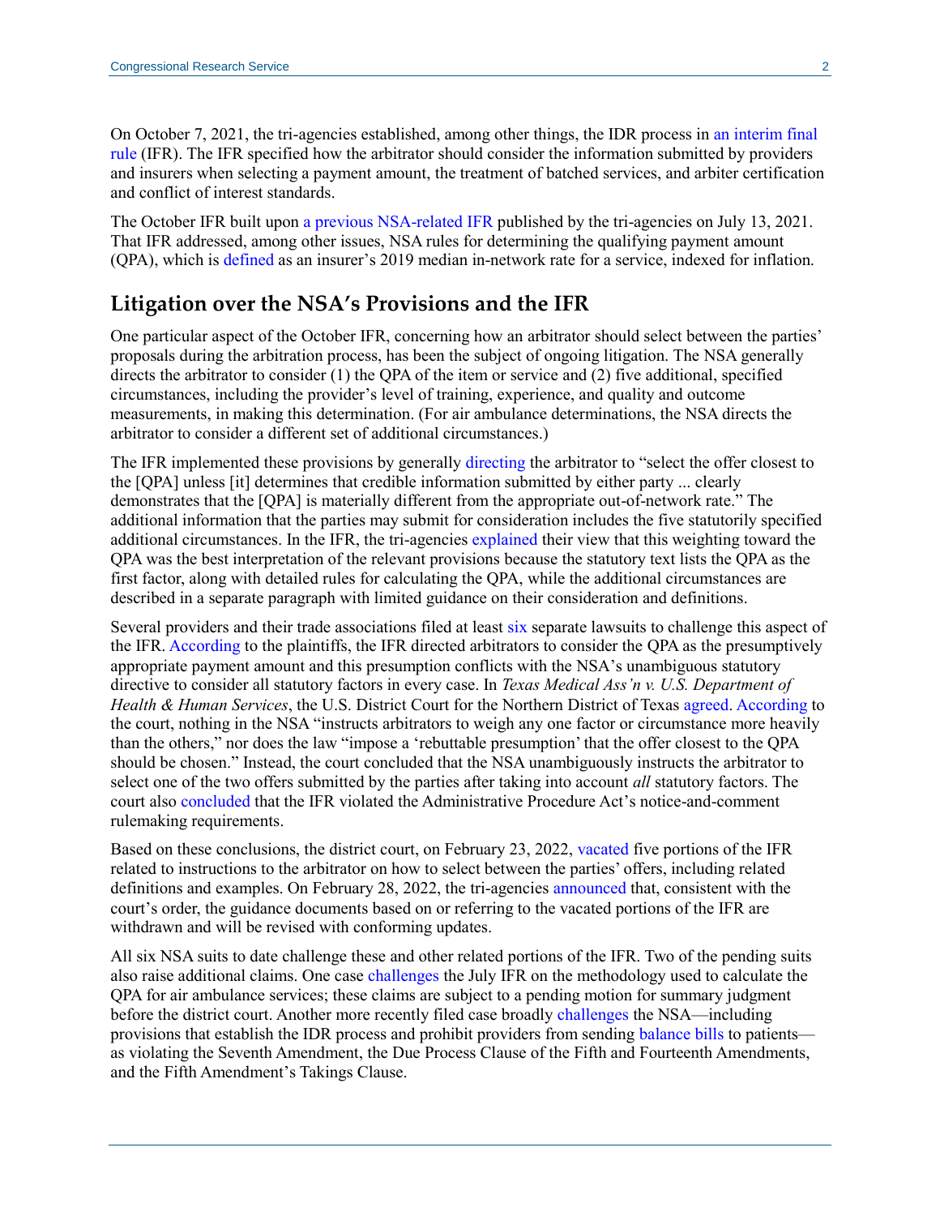On October 7, 2021, the tri-agencies established, among other things, the IDR process in an interim final rule (IFR). The IFR specified how the arbitrator should consider the information submitted by providers and insurers when selecting a payment amount, the treatment of batched services, and arbiter certification and conflict of interest standards.

The October IFR built upon a previous NSA-related IFR published by the tri-agencies on July 13, 2021. That IFR addressed, among other issues, NSA rules for determining the qualifying payment amount (QPA), which is defined as an insurer's 2019 median in-network rate for a service, indexed for inflation.

## Litigation over the NSA's Provisions and the IFR

One particular aspect of the October IFR, concerning how an arbitrator should select between the parties' proposals during the arbitration process, has been the subject of ongoing litigation. The NSA generally directs the arbitrator to consider (1) the QPA of the item or service and (2) five additional, specified circumstances, including the provider's level of training, experience, and quality and outcome measurements, in making this determination. (For air ambulance determinations, the NSA directs the arbitrator to consider a different set of additional circumstances.)

The IFR implemented these provisions by generally directing the arbitrator to "select the offer closest to the [QPA] unless [it] determines that credible information submitted by either party ... clearly demonstrates that the [QPA] is materially different from the appropriate out-of-network rate." The additional information that the parties may submit for consideration includes the five statutorily specified additional circumstances. In the IFR, the tri-agencies explained their view that this weighting toward the QPA was the best interpretation of the relevant provisions because the statutory text lists the QPA as the first factor, along with detailed rules for calculating the QPA, while the additional circumstances are described in a separate paragraph with limited guidance on their consideration and definitions.

Several providers and their trade associations filed at least six separate lawsuits to challenge this aspect of the IFR. According to the plaintiffs, the IFR directed arbitrators to consider the QPA as the presumptively appropriate payment amount and this presumption conflicts with the NSA's unambiguous statutory directive to consider all statutory factors in every case. In *Texas Medical Ass'n v. U.S. Department of Health & Human Services*, the U.S. District Court for the Northern District of Texas agreed. According to the court, nothing in the NSA "instructs arbitrators to weigh any one factor or circumstance more heavily than the others," nor does the law "impose a 'rebuttable presumption' that the offer closest to the QPA should be chosen." Instead, the court concluded that the NSA unambiguously instructs the arbitrator to select one of the two offers submitted by the parties after taking into account *all* statutory factors. The court also concluded that the IFR violated the Administrative Procedure Act's notice-and-comment rulemaking requirements.

Based on these conclusions, the district court, on February 23, 2022, vacated five portions of the IFR related to instructions to the arbitrator on how to select between the parties' offers, including related definitions and examples. On February 28, 2022, the tri-agencies announced that, consistent with the court's order, the guidance documents based on or referring to the vacated portions of the IFR are withdrawn and will be revised with conforming updates.

All six NSA suits to date challenge these and other related portions of the IFR. Two of the pending suits also raise additional claims. One case challenges the July IFR on the methodology used to calculate the QPA for air ambulance services; these claims are subject to a pending motion for summary judgment before the district court. Another more recently filed case broadly challenges the NSA—including provisions that establish the IDR process and prohibit providers from sending balance bills to patients—as violating the Seventh Amendment, the Due Process Clause of the Fifth and Fourteenth Amendments, and the Fifth Amendment's Takings Clause.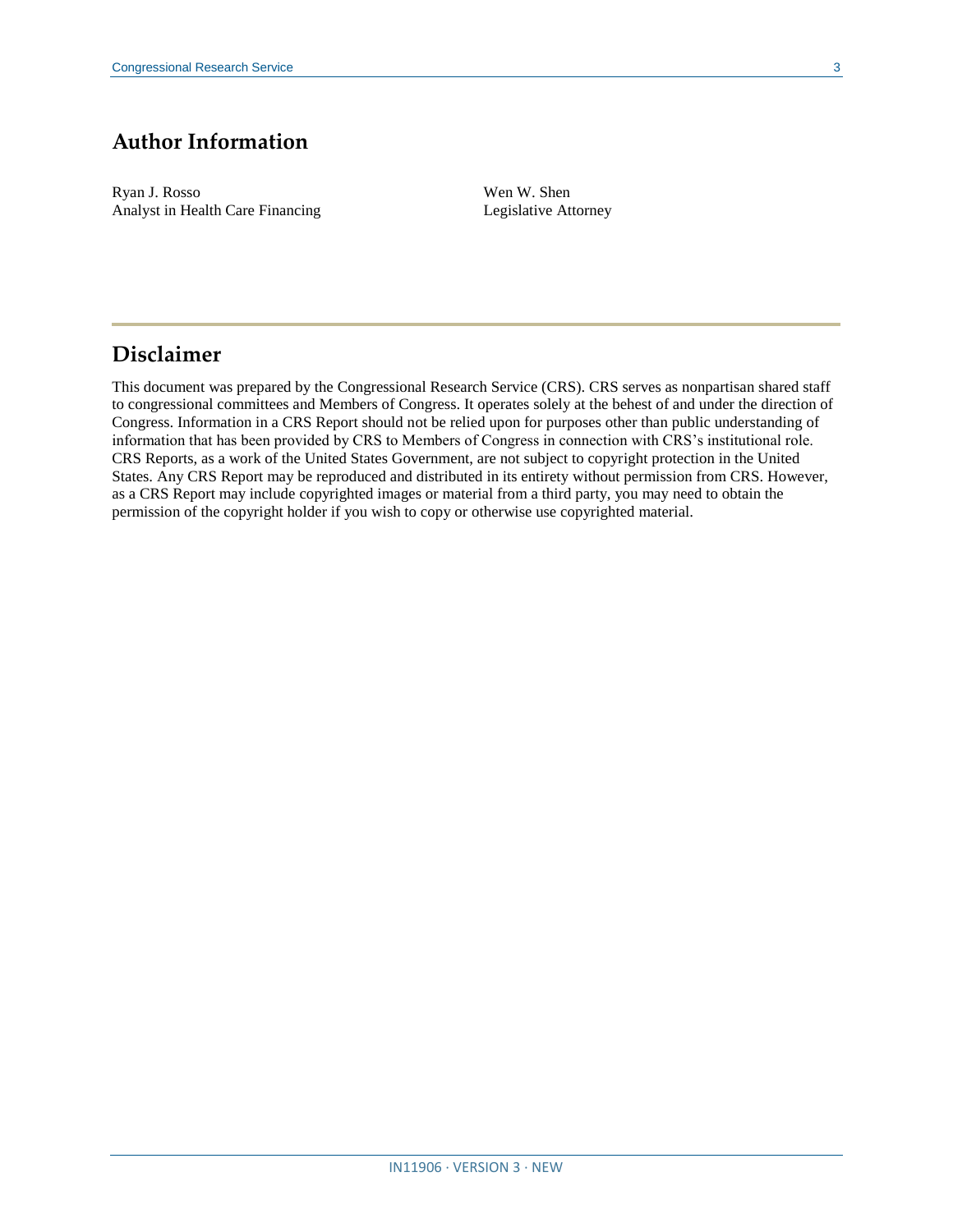## Author Information

Ryan J. Rosso
Analyst in Health Care Financing

Wen W. Shen
Legislative Attorney

## Disclaimer

This document was prepared by the Congressional Research Service (CRS). CRS serves as nonpartisan shared staff to congressional committees and Members of Congress. It operates solely at the behest of and under the direction of Congress. Information in a CRS Report should not be relied upon for purposes other than public understanding of information that has been provided by CRS to Members of Congress in connection with CRS's institutional role. CRS Reports, as a work of the United States Government, are not subject to copyright protection in the United States. Any CRS Report may be reproduced and distributed in its entirety without permission from CRS. However, as a CRS Report may include copyrighted images or material from a third party, you may need to obtain the permission of the copyright holder if you wish to copy or otherwise use copyrighted material.